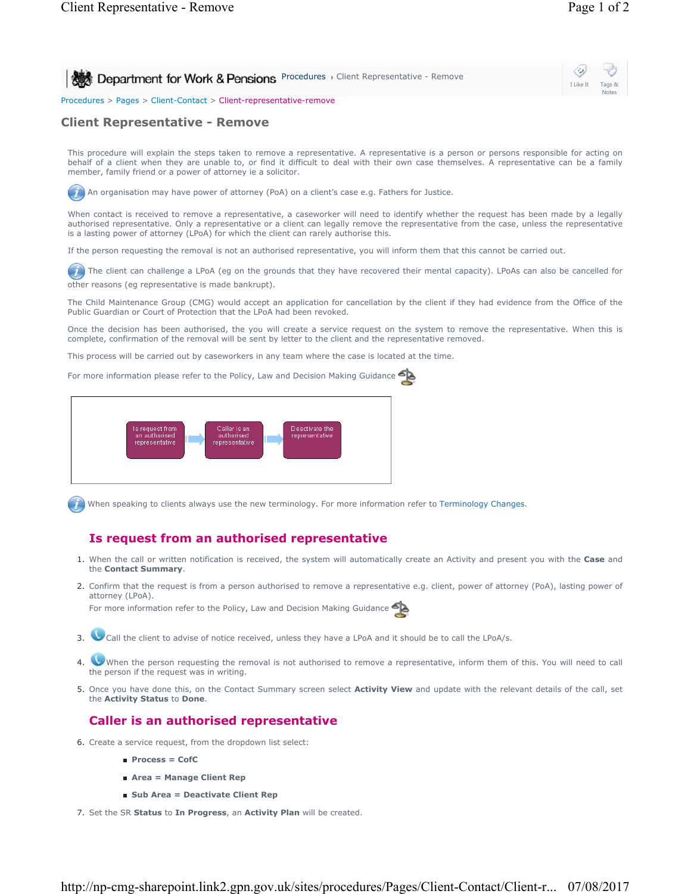Department for Work & Pensions Procedures › Client Representative - Remove

Procedures > Pages > Client-Contact > Client-representative-remove

# Client Representative - Remove

This procedure will explain the steps taken to remove a representative. A representative is a person or persons responsible for acting on behalf of a client when they are unable to, or find it difficult to deal with their own case themselves. A representative can be a family member, family friend or a power of attorney ie a solicitor.

An organisation may have power of attorney (PoA) on a client's case e.g. Fathers for Justice.

When contact is received to remove a representative, a caseworker will need to identify whether the request has been made by a legally authorised representative. Only a representative or a client can legally remove the representative from the case, unless the representative is a lasting power of attorney (LPoA) for which the client can rarely authorise this.

If the person requesting the removal is not an authorised representative, you will inform them that this cannot be carried out.

The client can challenge a LPoA (eg on the grounds that they have recovered their mental capacity). LPoAs can also be cancelled for other reasons (eg representative is made bankrupt).

The Child Maintenance Group (CMG) would accept an application for cancellation by the client if they had evidence from the Office of the Public Guardian or Court of Protection that the LPoA had been revoked.

Once the decision has been authorised, the you will create a service request on the system to remove the representative. When this is complete, confirmation of the removal will be sent by letter to the client and the representative removed.

This process will be carried out by caseworkers in any team where the case is located at the time.

For more information please refer to the Policy, Law and Decision Making Guidance

Is request from an authorised representative → Caller is an authorised representative → Deactivate the representative

When speaking to clients always use the new terminology. For more information refer to Terminology Changes.

## Is request from an authorised representative

1. When the call or written notification is received, the system will automatically create an Activity and present you with the **Case** and the **Contact Summary**.
2. Confirm that the request is from a person authorised to remove a representative e.g. client, power of attorney (PoA), lasting power of attorney (LPoA).
   For more information refer to the Policy, Law and Decision Making Guidance
3. Call the client to advise of notice received, unless they have a LPoA and it should be to call the LPoA/s.
4. When the person requesting the removal is not authorised to remove a representative, inform them of this. You will need to call the person if the request was in writing.
5. Once you have done this, on the Contact Summary screen select **Activity View** and update with the relevant details of the call, set the **Activity Status** to **Done**.

## Caller is an authorised representative

6. Create a service request, from the dropdown list select:
   - **Process = CofC**
   - **Area = Manage Client Rep**
   - **Sub Area = Deactivate Client Rep**
7. Set the SR **Status** to **In Progress**, an **Activity Plan** will be created.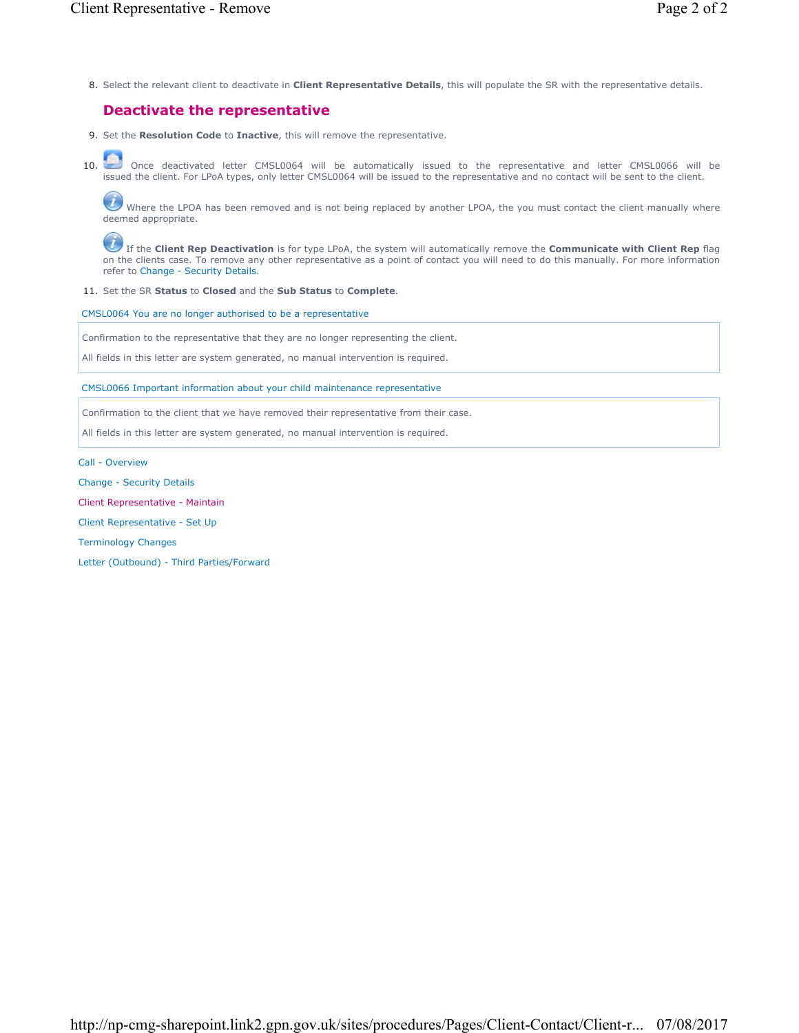8. Select the relevant client to deactivate in **Client Representative Details**, this will populate the SR with the representative details.

## Deactivate the representative

9. Set the **Resolution Code** to **Inactive**, this will remove the representative.

10. Once deactivated letter CMSL0064 will be automatically issued to the representative and letter CMSL0066 will be issued the client. For LPoA types, only letter CMSL0064 will be issued to the representative and no contact will be sent to the client.

    Where the LPOA has been removed and is not being replaced by another LPOA, the you must contact the client manually where deemed appropriate.

    If the **Client Rep Deactivation** is for type LPoA, the system will automatically remove the **Communicate with Client Rep** flag on the clients case. To remove any other representative as a point of contact you will need to do this manually. For more information refer to Change - Security Details.

11. Set the SR **Status** to **Closed** and the **Sub Status** to **Complete**.

CMSL0064 You are no longer authorised to be a representative

Confirmation to the representative that they are no longer representing the client.

All fields in this letter are system generated, no manual intervention is required.

CMSL0066 Important information about your child maintenance representative

Confirmation to the client that we have removed their representative from their case.

All fields in this letter are system generated, no manual intervention is required.

Call - Overview

Change - Security Details

Client Representative - Maintain

Client Representative - Set Up

Terminology Changes

Letter (Outbound) - Third Parties/Forward